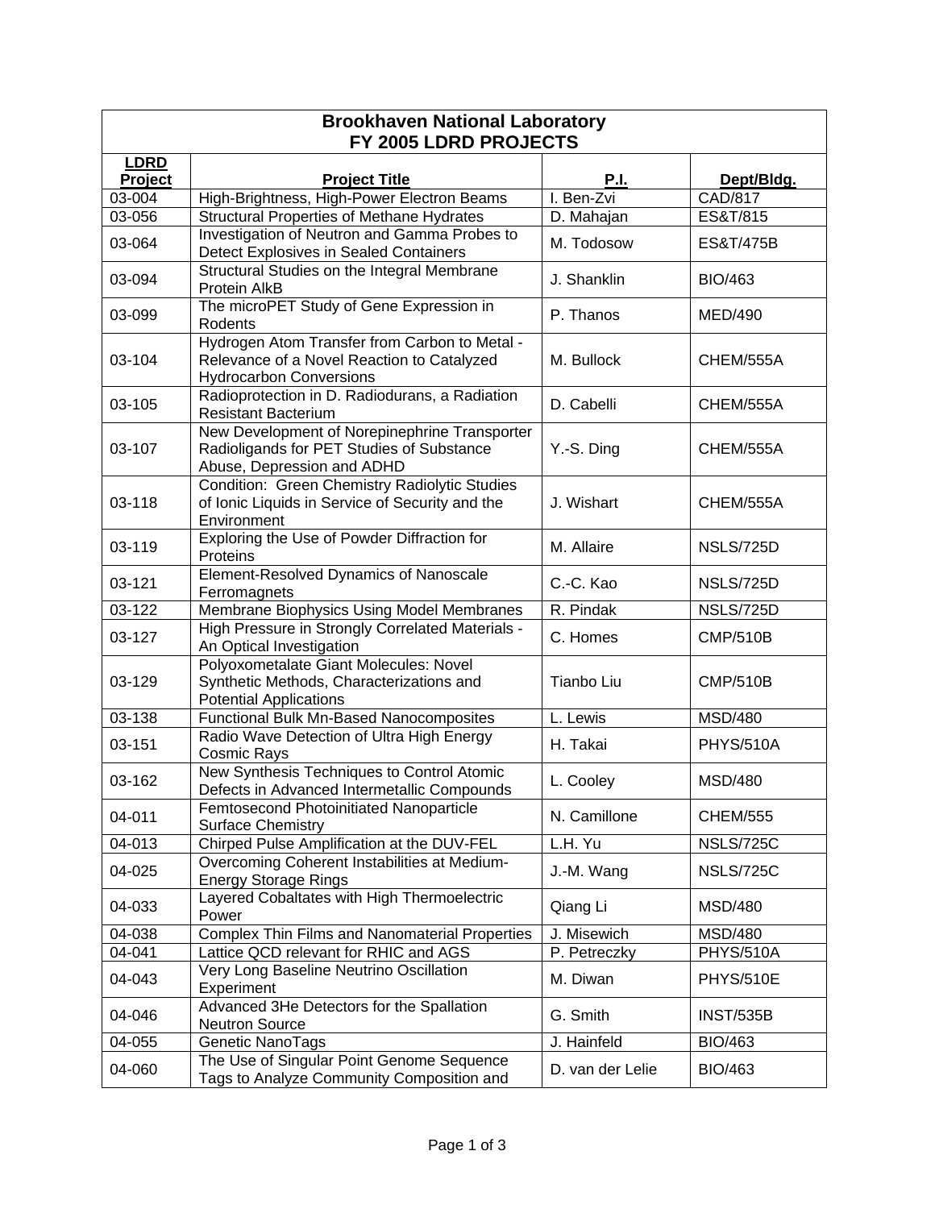# Brookhaven National Laboratory
## FY 2005 LDRD PROJECTS

| LDRD Project | Project Title | P.I. | Dept/Bldg. |
|---|---|---|---|
| 03-004 | High-Brightness, High-Power Electron Beams | I. Ben-Zvi | CAD/817 |
| 03-056 | Structural Properties of Methane Hydrates | D. Mahajan | ES&T/815 |
| 03-064 | Investigation of Neutron and Gamma Probes to Detect Explosives in Sealed Containers | M. Todosow | ES&T/475B |
| 03-094 | Structural Studies on the Integral Membrane Protein AlkB | J. Shanklin | BIO/463 |
| 03-099 | The microPET Study of Gene Expression in Rodents | P. Thanos | MED/490 |
| 03-104 | Hydrogen Atom Transfer from Carbon to Metal - Relevance of a Novel Reaction to Catalyzed Hydrocarbon Conversions | M. Bullock | CHEM/555A |
| 03-105 | Radioprotection in D. Radiodurans, a Radiation Resistant Bacterium | D. Cabelli | CHEM/555A |
| 03-107 | New Development of Norepinephrine Transporter Radioligands for PET Studies of Substance Abuse, Depression and ADHD | Y.-S. Ding | CHEM/555A |
| 03-118 | Condition: Green Chemistry Radiolytic Studies of Ionic Liquids in Service of Security and the Environment | J. Wishart | CHEM/555A |
| 03-119 | Exploring the Use of Powder Diffraction for Proteins | M. Allaire | NSLS/725D |
| 03-121 | Element-Resolved Dynamics of Nanoscale Ferromagnets | C.-C. Kao | NSLS/725D |
| 03-122 | Membrane Biophysics Using Model Membranes | R. Pindak | NSLS/725D |
| 03-127 | High Pressure in Strongly Correlated Materials - An Optical Investigation | C. Homes | CMP/510B |
| 03-129 | Polyoxometalate Giant Molecules: Novel Synthetic Methods, Characterizations and Potential Applications | Tianbo Liu | CMP/510B |
| 03-138 | Functional Bulk Mn-Based Nanocomposites | L. Lewis | MSD/480 |
| 03-151 | Radio Wave Detection of Ultra High Energy Cosmic Rays | H. Takai | PHYS/510A |
| 03-162 | New Synthesis Techniques to Control Atomic Defects in Advanced Intermetallic Compounds | L. Cooley | MSD/480 |
| 04-011 | Femtosecond Photoinitiated Nanoparticle Surface Chemistry | N. Camillone | CHEM/555 |
| 04-013 | Chirped Pulse Amplification at the DUV-FEL | L.H. Yu | NSLS/725C |
| 04-025 | Overcoming Coherent Instabilities at Medium-Energy Storage Rings | J.-M. Wang | NSLS/725C |
| 04-033 | Layered Cobaltates with High Thermoelectric Power | Qiang Li | MSD/480 |
| 04-038 | Complex Thin Films and Nanomaterial Properties | J. Misewich | MSD/480 |
| 04-041 | Lattice QCD relevant for RHIC and AGS | P. Petreczky | PHYS/510A |
| 04-043 | Very Long Baseline Neutrino Oscillation Experiment | M. Diwan | PHYS/510E |
| 04-046 | Advanced 3He Detectors for the Spallation Neutron Source | G. Smith | INST/535B |
| 04-055 | Genetic NanoTags | J. Hainfeld | BIO/463 |
| 04-060 | The Use of Singular Point Genome Sequence Tags to Analyze Community Composition and | D. van der Lelie | BIO/463 |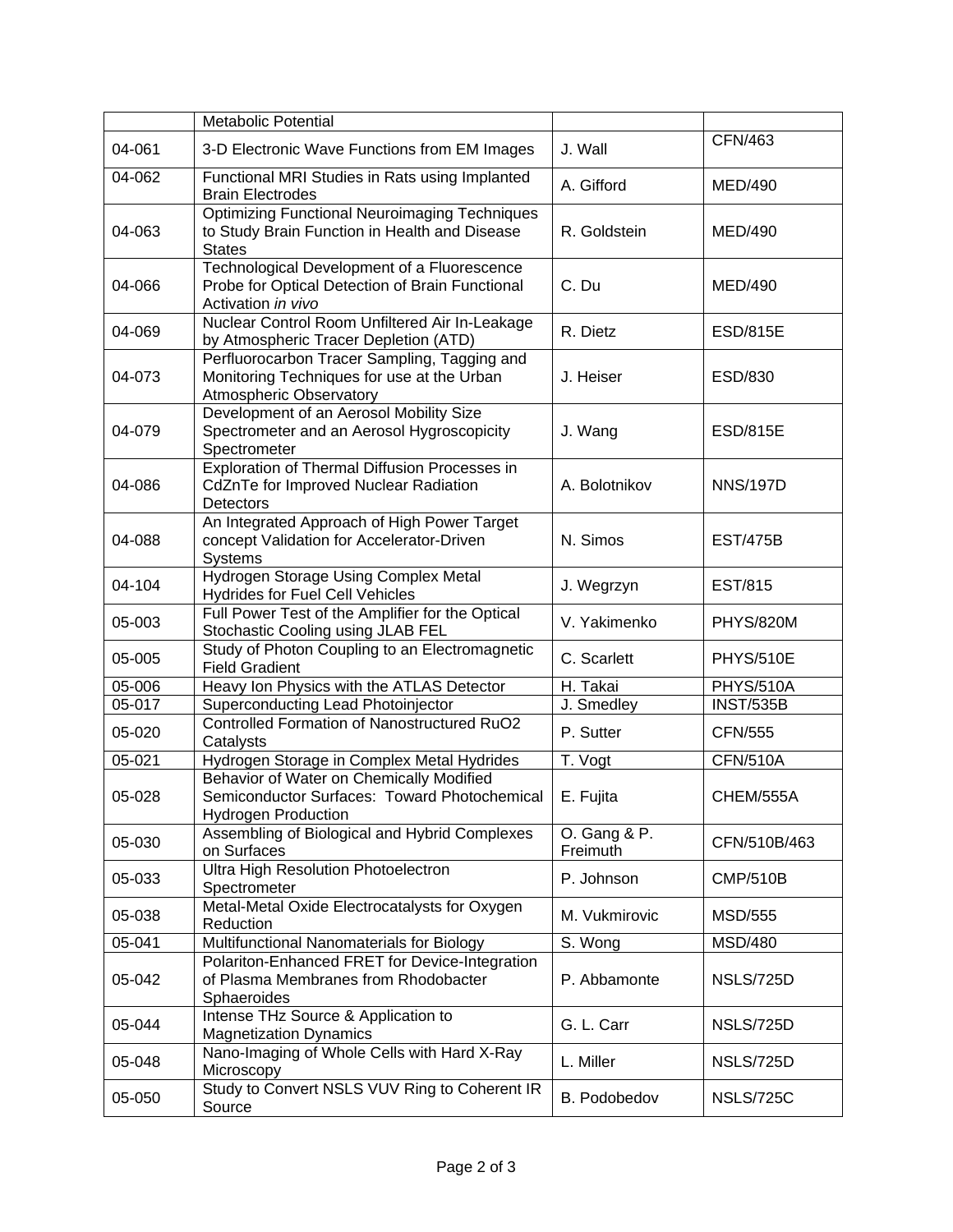| | | | |
|---|---|---|---|
| | Metabolic Potential | | |
| 04-061 | 3-D Electronic Wave Functions from EM Images | J. Wall | CFN/463 |
| 04-062 | Functional MRI Studies in Rats using Implanted Brain Electrodes | A. Gifford | MED/490 |
| 04-063 | Optimizing Functional Neuroimaging Techniques to Study Brain Function in Health and Disease States | R. Goldstein | MED/490 |
| 04-066 | Technological Development of a Fluorescence Probe for Optical Detection of Brain Functional Activation *in vivo* | C. Du | MED/490 |
| 04-069 | Nuclear Control Room Unfiltered Air In-Leakage by Atmospheric Tracer Depletion (ATD) | R. Dietz | ESD/815E |
| 04-073 | Perfluorocarbon Tracer Sampling, Tagging and Monitoring Techniques for use at the Urban Atmospheric Observatory | J. Heiser | ESD/830 |
| 04-079 | Development of an Aerosol Mobility Size Spectrometer and an Aerosol Hygroscopicity Spectrometer | J. Wang | ESD/815E |
| 04-086 | Exploration of Thermal Diffusion Processes in CdZnTe for Improved Nuclear Radiation Detectors | A. Bolotnikov | NNS/197D |
| 04-088 | An Integrated Approach of High Power Target concept Validation for Accelerator-Driven Systems | N. Simos | EST/475B |
| 04-104 | Hydrogen Storage Using Complex Metal Hydrides for Fuel Cell Vehicles | J. Wegrzyn | EST/815 |
| 05-003 | Full Power Test of the Amplifier for the Optical Stochastic Cooling using JLAB FEL | V. Yakimenko | PHYS/820M |
| 05-005 | Study of Photon Coupling to an Electromagnetic Field Gradient | C. Scarlett | PHYS/510E |
| 05-006 | Heavy Ion Physics with the ATLAS Detector | H. Takai | PHYS/510A |
| 05-017 | Superconducting Lead Photoinjector | J. Smedley | INST/535B |
| 05-020 | Controlled Formation of Nanostructured RuO2 Catalysts | P. Sutter | CFN/555 |
| 05-021 | Hydrogen Storage in Complex Metal Hydrides | T. Vogt | CFN/510A |
| 05-028 | Behavior of Water on Chemically Modified Semiconductor Surfaces: Toward Photochemical Hydrogen Production | E. Fujita | CHEM/555A |
| 05-030 | Assembling of Biological and Hybrid Complexes on Surfaces | O. Gang & P. Freimuth | CFN/510B/463 |
| 05-033 | Ultra High Resolution Photoelectron Spectrometer | P. Johnson | CMP/510B |
| 05-038 | Metal-Metal Oxide Electrocatalysts for Oxygen Reduction | M. Vukmirovic | MSD/555 |
| 05-041 | Multifunctional Nanomaterials for Biology | S. Wong | MSD/480 |
| 05-042 | Polariton-Enhanced FRET for Device-Integration of Plasma Membranes from Rhodobacter Sphaeroides | P. Abbamonte | NSLS/725D |
| 05-044 | Intense THz Source & Application to Magnetization Dynamics | G. L. Carr | NSLS/725D |
| 05-048 | Nano-Imaging of Whole Cells with Hard X-Ray Microscopy | L. Miller | NSLS/725D |
| 05-050 | Study to Convert NSLS VUV Ring to Coherent IR Source | B. Podobedov | NSLS/725C |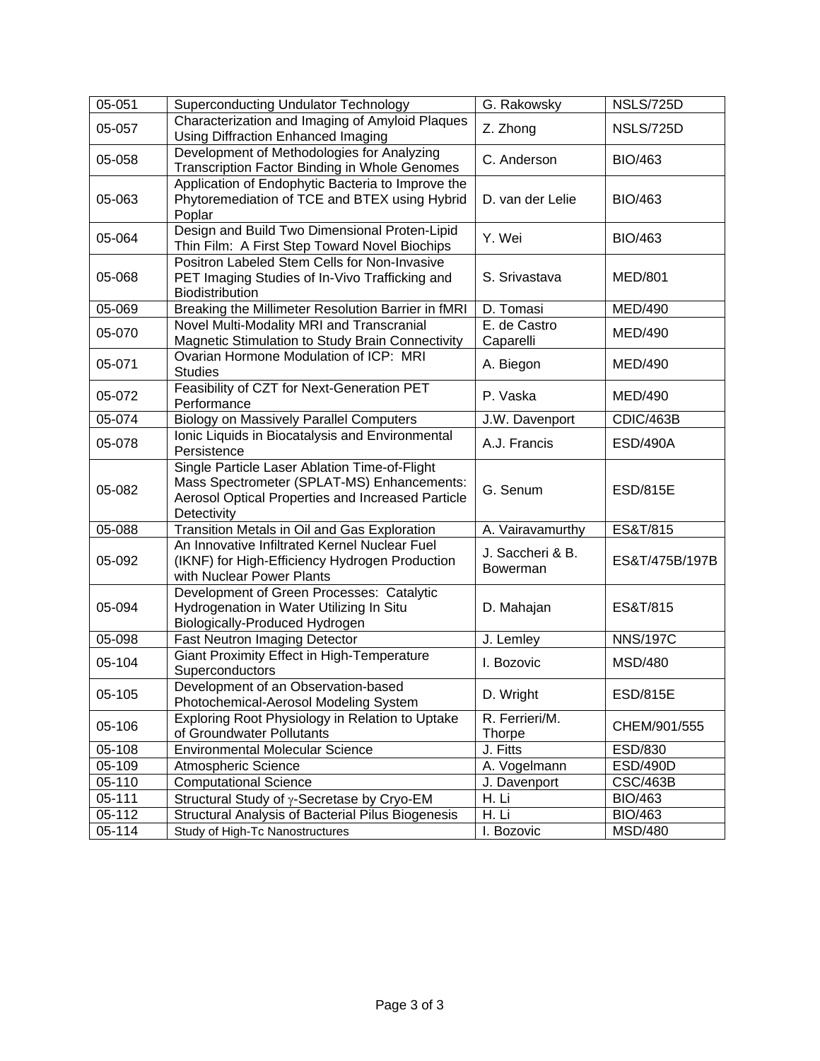| | | | |
|---|---|---|---|
| 05-051 | Superconducting Undulator Technology | G. Rakowsky | NSLS/725D |
| 05-057 | Characterization and Imaging of Amyloid Plaques Using Diffraction Enhanced Imaging | Z. Zhong | NSLS/725D |
| 05-058 | Development of Methodologies for Analyzing Transcription Factor Binding in Whole Genomes | C. Anderson | BIO/463 |
| 05-063 | Application of Endophytic Bacteria to Improve the Phytoremediation of TCE and BTEX using Hybrid Poplar | D. van der Lelie | BIO/463 |
| 05-064 | Design and Build Two Dimensional Proten-Lipid Thin Film: A First Step Toward Novel Biochips | Y. Wei | BIO/463 |
| 05-068 | Positron Labeled Stem Cells for Non-Invasive PET Imaging Studies of In-Vivo Trafficking and Biodistribution | S. Srivastava | MED/801 |
| 05-069 | Breaking the Millimeter Resolution Barrier in fMRI | D. Tomasi | MED/490 |
| 05-070 | Novel Multi-Modality MRI and Transcranial Magnetic Stimulation to Study Brain Connectivity | E. de Castro Caparelli | MED/490 |
| 05-071 | Ovarian Hormone Modulation of ICP: MRI Studies | A. Biegon | MED/490 |
| 05-072 | Feasibility of CZT for Next-Generation PET Performance | P. Vaska | MED/490 |
| 05-074 | Biology on Massively Parallel Computers | J.W. Davenport | CDIC/463B |
| 05-078 | Ionic Liquids in Biocatalysis and Environmental Persistence | A.J. Francis | ESD/490A |
| 05-082 | Single Particle Laser Ablation Time-of-Flight Mass Spectrometer (SPLAT-MS) Enhancements: Aerosol Optical Properties and Increased Particle Detectivity | G. Senum | ESD/815E |
| 05-088 | Transition Metals in Oil and Gas Exploration | A. Vairavamurthy | ES&T/815 |
| 05-092 | An Innovative Infiltrated Kernel Nuclear Fuel (IKNF) for High-Efficiency Hydrogen Production with Nuclear Power Plants | J. Saccheri & B. Bowerman | ES&T/475B/197B |
| 05-094 | Development of Green Processes: Catalytic Hydrogenation in Water Utilizing In Situ Biologically-Produced Hydrogen | D. Mahajan | ES&T/815 |
| 05-098 | Fast Neutron Imaging Detector | J. Lemley | NNS/197C |
| 05-104 | Giant Proximity Effect in High-Temperature Superconductors | I. Bozovic | MSD/480 |
| 05-105 | Development of an Observation-based Photochemical-Aerosol Modeling System | D. Wright | ESD/815E |
| 05-106 | Exploring Root Physiology in Relation to Uptake of Groundwater Pollutants | R. Ferrieri/M. Thorpe | CHEM/901/555 |
| 05-108 | Environmental Molecular Science | J. Fitts | ESD/830 |
| 05-109 | Atmospheric Science | A. Vogelmann | ESD/490D |
| 05-110 | Computational Science | J. Davenport | CSC/463B |
| 05-111 | Structural Study of $\gamma$-Secretase by Cryo-EM | H. Li | BIO/463 |
| 05-112 | Structural Analysis of Bacterial Pilus Biogenesis | H. Li | BIO/463 |
| 05-114 | Study of High-Tc Nanostructures | I. Bozovic | MSD/480 |